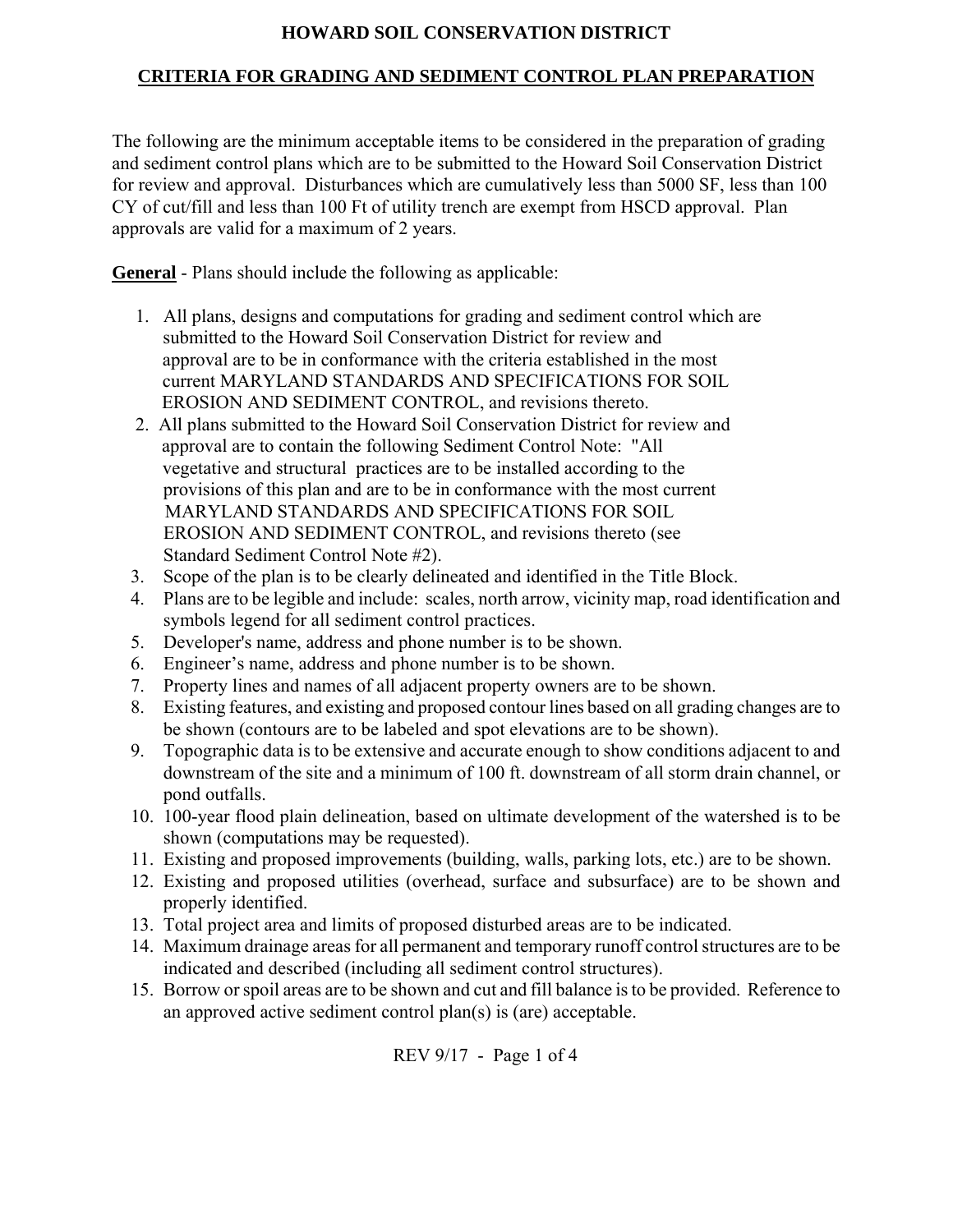# HOWARD SOIL CONSERVATION DISTRICT

## CRITERIA FOR GRADING AND SEDIMENT CONTROL PLAN PREPARATION

The following are the minimum acceptable items to be considered in the preparation of grading and sediment control plans which are to be submitted to the Howard Soil Conservation District for review and approval. Disturbances which are cumulatively less than 5000 SF, less than 100 CY of cut/fill and less than 100 Ft of utility trench are exempt from HSCD approval. Plan approvals are valid for a maximum of 2 years.

**General** - Plans should include the following as applicable:

1. All plans, designs and computations for grading and sediment control which are submitted to the Howard Soil Conservation District for review and approval are to be in conformance with the criteria established in the most current MARYLAND STANDARDS AND SPECIFICATIONS FOR SOIL EROSION AND SEDIMENT CONTROL, and revisions thereto.
2. All plans submitted to the Howard Soil Conservation District for review and approval are to contain the following Sediment Control Note: "All vegetative and structural practices are to be installed according to the provisions of this plan and are to be in conformance with the most current MARYLAND STANDARDS AND SPECIFICATIONS FOR SOIL EROSION AND SEDIMENT CONTROL, and revisions thereto (see Standard Sediment Control Note #2).
3. Scope of the plan is to be clearly delineated and identified in the Title Block.
4. Plans are to be legible and include: scales, north arrow, vicinity map, road identification and symbols legend for all sediment control practices.
5. Developer's name, address and phone number is to be shown.
6. Engineer's name, address and phone number is to be shown.
7. Property lines and names of all adjacent property owners are to be shown.
8. Existing features, and existing and proposed contour lines based on all grading changes are to be shown (contours are to be labeled and spot elevations are to be shown).
9. Topographic data is to be extensive and accurate enough to show conditions adjacent to and downstream of the site and a minimum of 100 ft. downstream of all storm drain channel, or pond outfalls.
10. 100-year flood plain delineation, based on ultimate development of the watershed is to be shown (computations may be requested).
11. Existing and proposed improvements (building, walls, parking lots, etc.) are to be shown.
12. Existing and proposed utilities (overhead, surface and subsurface) are to be shown and properly identified.
13. Total project area and limits of proposed disturbed areas are to be indicated.
14. Maximum drainage areas for all permanent and temporary runoff control structures are to be indicated and described (including all sediment control structures).
15. Borrow or spoil areas are to be shown and cut and fill balance is to be provided. Reference to an approved active sediment control plan(s) is (are) acceptable.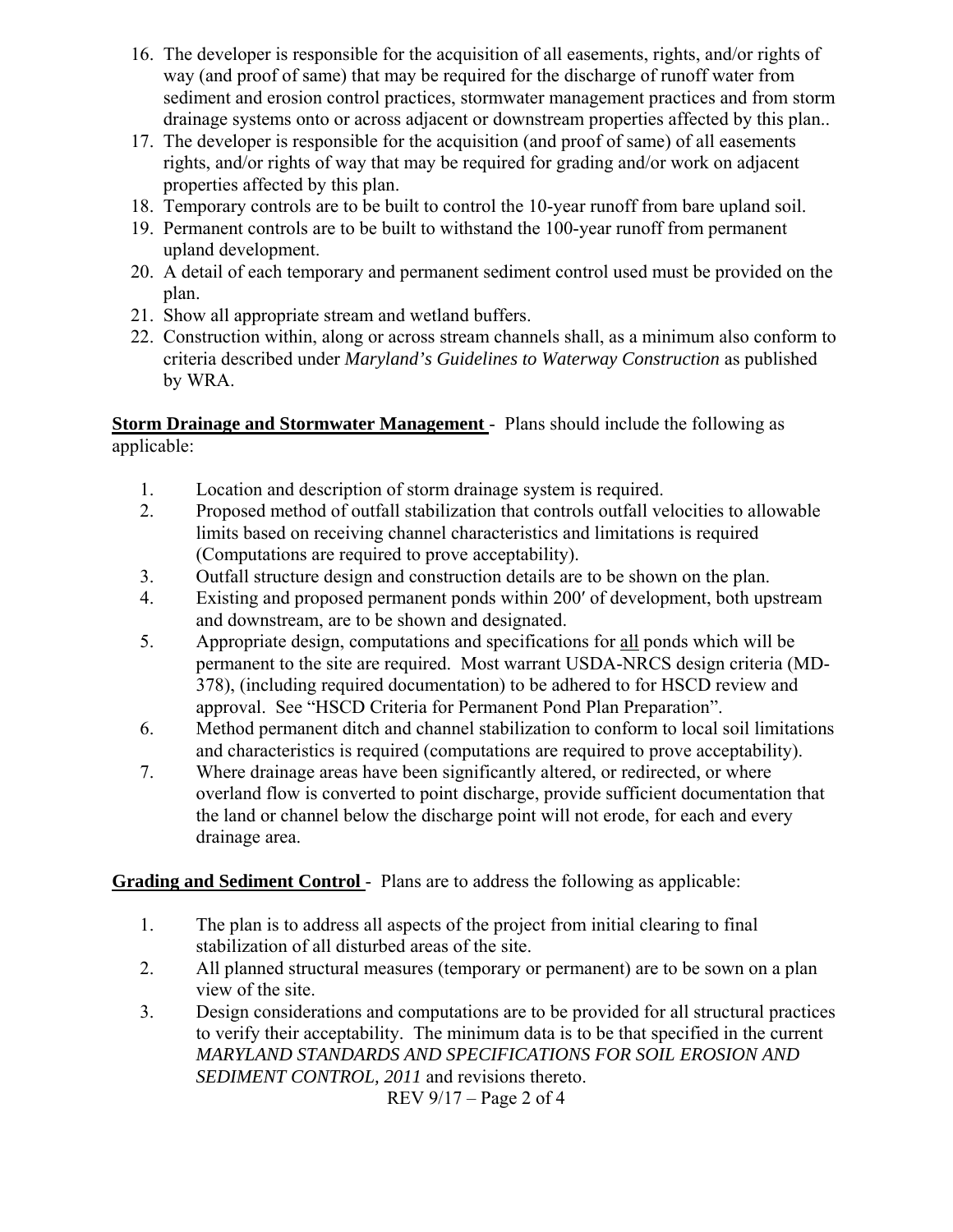16. The developer is responsible for the acquisition of all easements, rights, and/or rights of way (and proof of same) that may be required for the discharge of runoff water from sediment and erosion control practices, stormwater management practices and from storm drainage systems onto or across adjacent or downstream properties affected by this plan..
17. The developer is responsible for the acquisition (and proof of same) of all easements rights, and/or rights of way that may be required for grading and/or work on adjacent properties affected by this plan.
18. Temporary controls are to be built to control the 10-year runoff from bare upland soil.
19. Permanent controls are to be built to withstand the 100-year runoff from permanent upland development.
20. A detail of each temporary and permanent sediment control used must be provided on the plan.
21. Show all appropriate stream and wetland buffers.
22. Construction within, along or across stream channels shall, as a minimum also conform to criteria described under *Maryland's Guidelines to Waterway Construction* as published by WRA.

**Storm Drainage and Stormwater Management** - Plans should include the following as applicable:

1. Location and description of storm drainage system is required.
2. Proposed method of outfall stabilization that controls outfall velocities to allowable limits based on receiving channel characteristics and limitations is required (Computations are required to prove acceptability).
3. Outfall structure design and construction details are to be shown on the plan.
4. Existing and proposed permanent ponds within 200′ of development, both upstream and downstream, are to be shown and designated.
5. Appropriate design, computations and specifications for <u>all</u> ponds which will be permanent to the site are required. Most warrant USDA-NRCS design criteria (MD-378), (including required documentation) to be adhered to for HSCD review and approval. See "HSCD Criteria for Permanent Pond Plan Preparation".
6. Method permanent ditch and channel stabilization to conform to local soil limitations and characteristics is required (computations are required to prove acceptability).
7. Where drainage areas have been significantly altered, or redirected, or where overland flow is converted to point discharge, provide sufficient documentation that the land or channel below the discharge point will not erode, for each and every drainage area.

**Grading and Sediment Control** - Plans are to address the following as applicable:

1. The plan is to address all aspects of the project from initial clearing to final stabilization of all disturbed areas of the site.
2. All planned structural measures (temporary or permanent) are to be sown on a plan view of the site.
3. Design considerations and computations are to be provided for all structural practices to verify their acceptability. The minimum data is to be that specified in the current *MARYLAND STANDARDS AND SPECIFICATIONS FOR SOIL EROSION AND SEDIMENT CONTROL, 2011* and revisions thereto.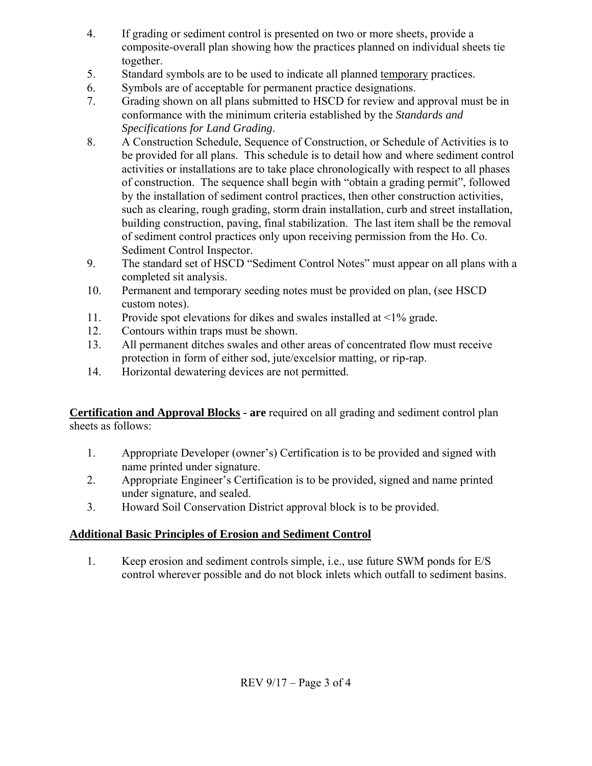4. If grading or sediment control is presented on two or more sheets, provide a composite-overall plan showing how the practices planned on individual sheets tie together.
5. Standard symbols are to be used to indicate all planned <u>temporary</u> practices.
6. Symbols are of acceptable for permanent practice designations.
7. Grading shown on all plans submitted to HSCD for review and approval must be in conformance with the minimum criteria established by the *Standards and Specifications for Land Grading*.
8. A Construction Schedule, Sequence of Construction, or Schedule of Activities is to be provided for all plans. This schedule is to detail how and where sediment control activities or installations are to take place chronologically with respect to all phases of construction. The sequence shall begin with "obtain a grading permit", followed by the installation of sediment control practices, then other construction activities, such as clearing, rough grading, storm drain installation, curb and street installation, building construction, paving, final stabilization. The last item shall be the removal of sediment control practices only upon receiving permission from the Ho. Co. Sediment Control Inspector.
9. The standard set of HSCD "Sediment Control Notes" must appear on all plans with a completed sit analysis.
10. Permanent and temporary seeding notes must be provided on plan, (see HSCD custom notes).
11. Provide spot elevations for dikes and swales installed at <1% grade.
12. Contours within traps must be shown.
13. All permanent ditches swales and other areas of concentrated flow must receive protection in form of either sod, jute/excelsior matting, or rip-rap.
14. Horizontal dewatering devices are not permitted.

**<u>Certification and Approval Blocks</u> - are** required on all grading and sediment control plan sheets as follows:

1. Appropriate Developer (owner's) Certification is to be provided and signed with name printed under signature.
2. Appropriate Engineer's Certification is to be provided, signed and name printed under signature, and sealed.
3. Howard Soil Conservation District approval block is to be provided.

## <u>Additional Basic Principles of Erosion and Sediment Control</u>

1. Keep erosion and sediment controls simple, i.e., use future SWM ponds for E/S control wherever possible and do not block inlets which outfall to sediment basins.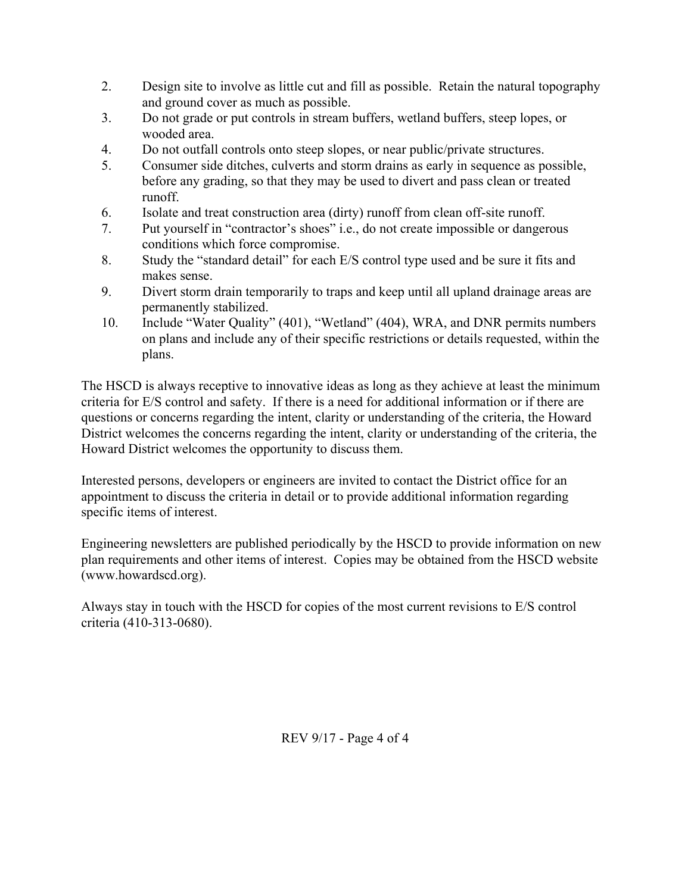2. Design site to involve as little cut and fill as possible. Retain the natural topography and ground cover as much as possible.
3. Do not grade or put controls in stream buffers, wetland buffers, steep lopes, or wooded area.
4. Do not outfall controls onto steep slopes, or near public/private structures.
5. Consumer side ditches, culverts and storm drains as early in sequence as possible, before any grading, so that they may be used to divert and pass clean or treated runoff.
6. Isolate and treat construction area (dirty) runoff from clean off-site runoff.
7. Put yourself in "contractor's shoes" i.e., do not create impossible or dangerous conditions which force compromise.
8. Study the "standard detail" for each E/S control type used and be sure it fits and makes sense.
9. Divert storm drain temporarily to traps and keep until all upland drainage areas are permanently stabilized.
10. Include "Water Quality" (401), "Wetland" (404), WRA, and DNR permits numbers on plans and include any of their specific restrictions or details requested, within the plans.

The HSCD is always receptive to innovative ideas as long as they achieve at least the minimum criteria for E/S control and safety. If there is a need for additional information or if there are questions or concerns regarding the intent, clarity or understanding of the criteria, the Howard District welcomes the concerns regarding the intent, clarity or understanding of the criteria, the Howard District welcomes the opportunity to discuss them.

Interested persons, developers or engineers are invited to contact the District office for an appointment to discuss the criteria in detail or to provide additional information regarding specific items of interest.

Engineering newsletters are published periodically by the HSCD to provide information on new plan requirements and other items of interest. Copies may be obtained from the HSCD website (www.howardscd.org).

Always stay in touch with the HSCD for copies of the most current revisions to E/S control criteria (410-313-0680).